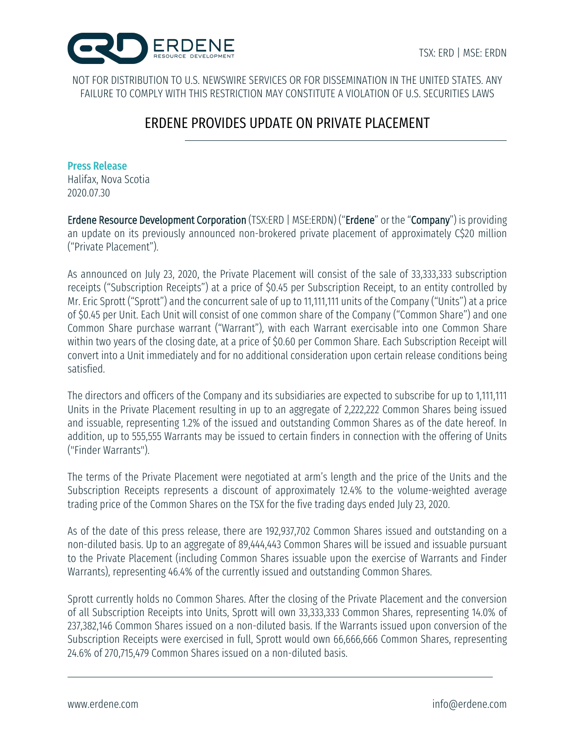TSX: ERD | MSE: ERDN

NOT FOR DISTRIBUTION TO U.S. NEWSWIRE SERVICES OR FOR DISSEMINATION IN THE UNITED STATES. ANY FAILURE TO COMPLY WITH THIS RESTRICTION MAY CONSTITUTE A VIOLATION OF U.S. SECURITIES LAWS

# ERDENE PROVIDES UPDATE ON PRIVATE PLACEMENT

**Press Release**
Halifax, Nova Scotia
2020.07.30

**Erdene Resource Development Corporation** (TSX:ERD | MSE:ERDN) ("**Erdene**" or the "**Company**") is providing an update on its previously announced non-brokered private placement of approximately C$20 million ("Private Placement").

As announced on July 23, 2020, the Private Placement will consist of the sale of 33,333,333 subscription receipts ("Subscription Receipts") at a price of $0.45 per Subscription Receipt, to an entity controlled by Mr. Eric Sprott ("Sprott") and the concurrent sale of up to 11,111,111 units of the Company ("Units") at a price of $0.45 per Unit. Each Unit will consist of one common share of the Company ("Common Share") and one Common Share purchase warrant ("Warrant"), with each Warrant exercisable into one Common Share within two years of the closing date, at a price of $0.60 per Common Share. Each Subscription Receipt will convert into a Unit immediately and for no additional consideration upon certain release conditions being satisfied.

The directors and officers of the Company and its subsidiaries are expected to subscribe for up to 1,111,111 Units in the Private Placement resulting in up to an aggregate of 2,222,222 Common Shares being issued and issuable, representing 1.2% of the issued and outstanding Common Shares as of the date hereof. In addition, up to 555,555 Warrants may be issued to certain finders in connection with the offering of Units ("Finder Warrants").

The terms of the Private Placement were negotiated at arm's length and the price of the Units and the Subscription Receipts represents a discount of approximately 12.4% to the volume-weighted average trading price of the Common Shares on the TSX for the five trading days ended July 23, 2020.

As of the date of this press release, there are 192,937,702 Common Shares issued and outstanding on a non-diluted basis. Up to an aggregate of 89,444,443 Common Shares will be issued and issuable pursuant to the Private Placement (including Common Shares issuable upon the exercise of Warrants and Finder Warrants), representing 46.4% of the currently issued and outstanding Common Shares.

Sprott currently holds no Common Shares. After the closing of the Private Placement and the conversion of all Subscription Receipts into Units, Sprott will own 33,333,333 Common Shares, representing 14.0% of 237,382,146 Common Shares issued on a non-diluted basis. If the Warrants issued upon conversion of the Subscription Receipts were exercised in full, Sprott would own 66,666,666 Common Shares, representing 24.6% of 270,715,479 Common Shares issued on a non-diluted basis.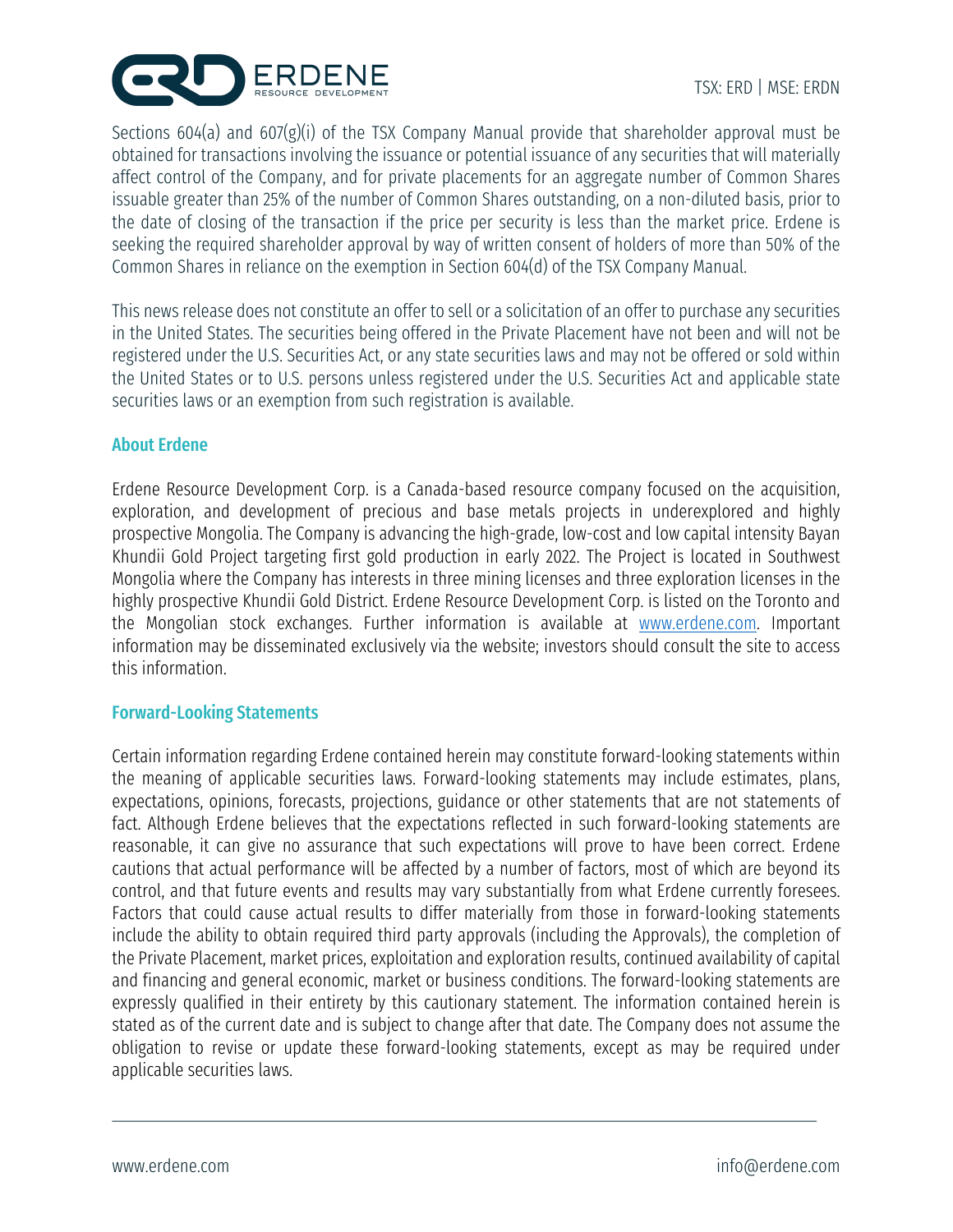Sections 604(a) and 607(g)(i) of the TSX Company Manual provide that shareholder approval must be obtained for transactions involving the issuance or potential issuance of any securities that will materially affect control of the Company, and for private placements for an aggregate number of Common Shares issuable greater than 25% of the number of Common Shares outstanding, on a non-diluted basis, prior to the date of closing of the transaction if the price per security is less than the market price. Erdene is seeking the required shareholder approval by way of written consent of holders of more than 50% of the Common Shares in reliance on the exemption in Section 604(d) of the TSX Company Manual.

This news release does not constitute an offer to sell or a solicitation of an offer to purchase any securities in the United States. The securities being offered in the Private Placement have not been and will not be registered under the U.S. Securities Act, or any state securities laws and may not be offered or sold within the United States or to U.S. persons unless registered under the U.S. Securities Act and applicable state securities laws or an exemption from such registration is available.

## About Erdene

Erdene Resource Development Corp. is a Canada-based resource company focused on the acquisition, exploration, and development of precious and base metals projects in underexplored and highly prospective Mongolia. The Company is advancing the high-grade, low-cost and low capital intensity Bayan Khundii Gold Project targeting first gold production in early 2022. The Project is located in Southwest Mongolia where the Company has interests in three mining licenses and three exploration licenses in the highly prospective Khundii Gold District. Erdene Resource Development Corp. is listed on the Toronto and the Mongolian stock exchanges. Further information is available at www.erdene.com. Important information may be disseminated exclusively via the website; investors should consult the site to access this information.

## Forward-Looking Statements

Certain information regarding Erdene contained herein may constitute forward-looking statements within the meaning of applicable securities laws. Forward-looking statements may include estimates, plans, expectations, opinions, forecasts, projections, guidance or other statements that are not statements of fact. Although Erdene believes that the expectations reflected in such forward-looking statements are reasonable, it can give no assurance that such expectations will prove to have been correct. Erdene cautions that actual performance will be affected by a number of factors, most of which are beyond its control, and that future events and results may vary substantially from what Erdene currently foresees. Factors that could cause actual results to differ materially from those in forward-looking statements include the ability to obtain required third party approvals (including the Approvals), the completion of the Private Placement, market prices, exploitation and exploration results, continued availability of capital and financing and general economic, market or business conditions. The forward-looking statements are expressly qualified in their entirety by this cautionary statement. The information contained herein is stated as of the current date and is subject to change after that date. The Company does not assume the obligation to revise or update these forward-looking statements, except as may be required under applicable securities laws.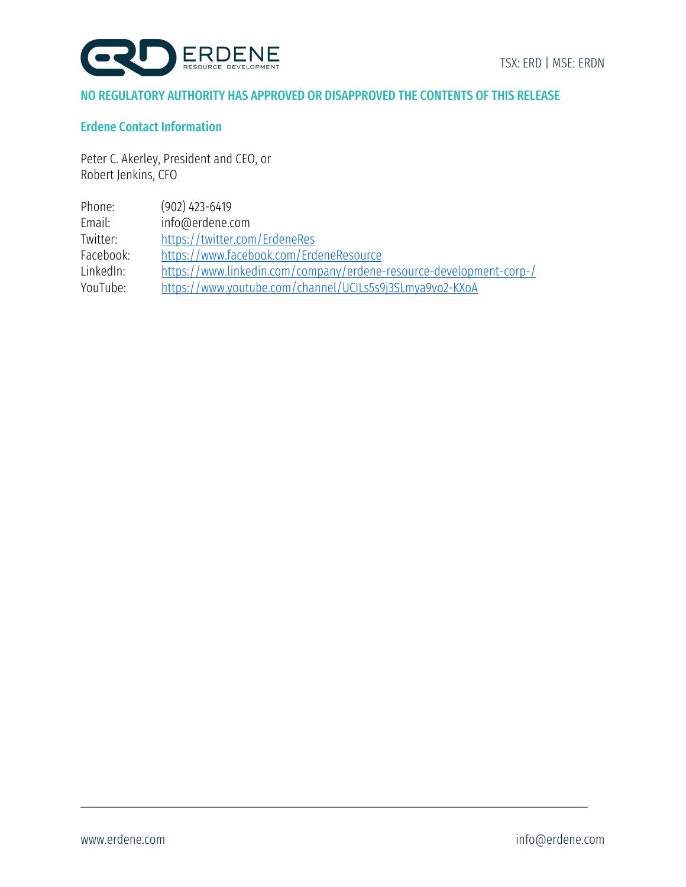**NO REGULATORY AUTHORITY HAS APPROVED OR DISAPPROVED THE CONTENTS OF THIS RELEASE**

## Erdene Contact Information

Peter C. Akerley, President and CEO, or
Robert Jenkins, CFO

| | |
|---|---|
| Phone: | (902) 423-6419 |
| Email: | info@erdene.com |
| Twitter: | https://twitter.com/ErdeneRes |
| Facebook: | https://www.facebook.com/ErdeneResource |
| LinkedIn: | https://www.linkedin.com/company/erdene-resource-development-corp-/ |
| YouTube: | https://www.youtube.com/channel/UCILs5s9j3SLmya9vo2-KXoA |